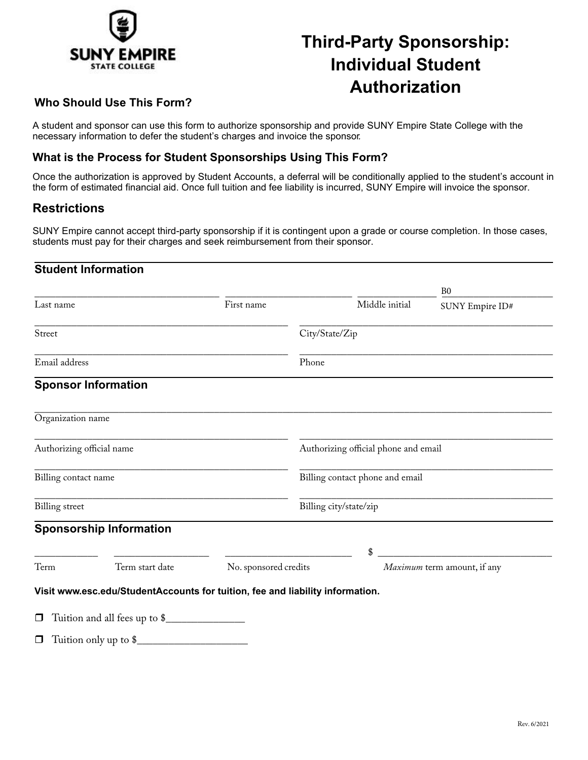SUNY EMPIRE STATE COLLEGE

# Third-Party Sponsorship: Individual Student Authorization

### Who Should Use This Form?

A student and sponsor can use this form to authorize sponsorship and provide SUNY Empire State College with the necessary information to defer the student's charges and invoice the sponsor.

### What is the Process for Student Sponsorships Using This Form?

Once the authorization is approved by Student Accounts, a deferral will be conditionally applied to the student's account in the form of estimated financial aid. Once full tuition and fee liability is incurred, SUNY Empire will invoice the sponsor.

## Restrictions

SUNY Empire cannot accept third-party sponsorship if it is contingent upon a grade or course completion. In those cases, students must pay for their charges and seek reimbursement from their sponsor.

### Student Information

_______________ _______________ _______________ B0_______________
Last name | First name | Middle initial | SUNY Empire ID#

_______________ _______________
Street | City/State/Zip

_______________ _______________
Email address | Phone

### Sponsor Information

_______________
Organization name

_______________ _______________
Authorizing official name | Authorizing official phone and email

_______________ _______________
Billing contact name | Billing contact phone and email

_______________ _______________
Billing street | Billing city/state/zip

### Sponsorship Information

_______________ _______________ _______________ $ _______________
Term | Term start date | No. sponsored credits | *Maximum* term amount, if any

**Visit www.esc.edu/StudentAccounts for tuition, fee and liability information.**

❒ Tuition and all fees up to $_______________

❒ Tuition only up to $_______________

Rev. 6/2021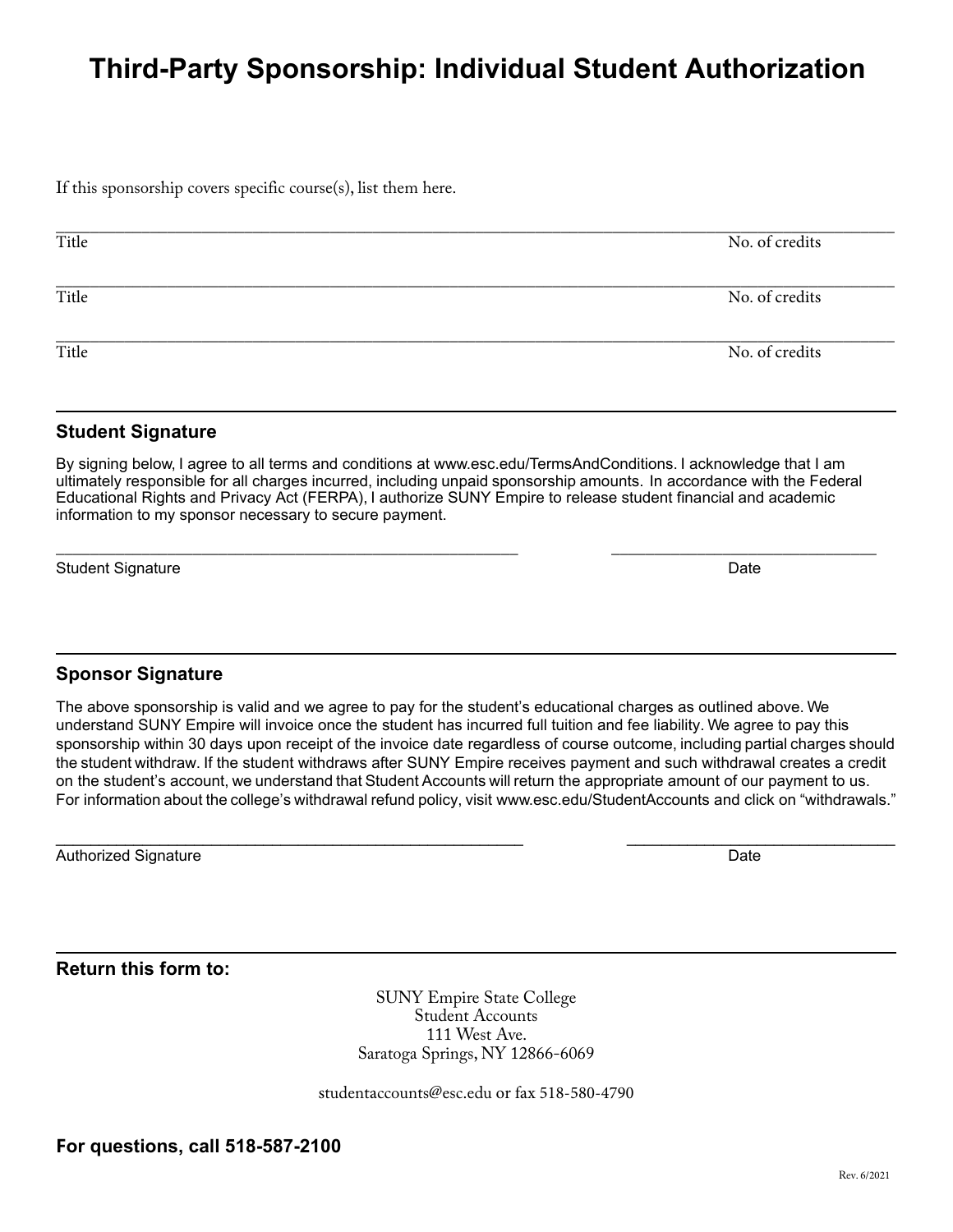# Third-Party Sponsorship: Individual Student Authorization

If this sponsorship covers specific course(s), list them here.

______________________________________________________________________________
Title No. of credits

______________________________________________________________________________
Title No. of credits

______________________________________________________________________________
Title No. of credits

## Student Signature

By signing below, I agree to all terms and conditions at www.esc.edu/TermsAndConditions. I acknowledge that I am ultimately responsible for all charges incurred, including unpaid sponsorship amounts. In accordance with the Federal Educational Rights and Privacy Act (FERPA), I authorize SUNY Empire to release student financial and academic information to my sponsor necessary to secure payment.

____________________________________________ ________________________
Student Signature Date

## Sponsor Signature

The above sponsorship is valid and we agree to pay for the student's educational charges as outlined above. We understand SUNY Empire will invoice once the student has incurred full tuition and fee liability. We agree to pay this sponsorship within 30 days upon receipt of the invoice date regardless of course outcome, including partial charges should the student withdraw. If the student withdraws after SUNY Empire receives payment and such withdrawal creates a credit on the student's account, we understand that Student Accounts will return the appropriate amount of our payment to us. For information about the college's withdrawal refund policy, visit www.esc.edu/StudentAccounts and click on "withdrawals."

____________________________________________ ________________________
Authorized Signature Date

## Return this form to:

SUNY Empire State College
Student Accounts
111 West Ave.
Saratoga Springs, NY 12866-6069

studentaccounts@esc.edu or fax 518-580-4790

**For questions, call 518-587-2100**

Rev. 6/2021